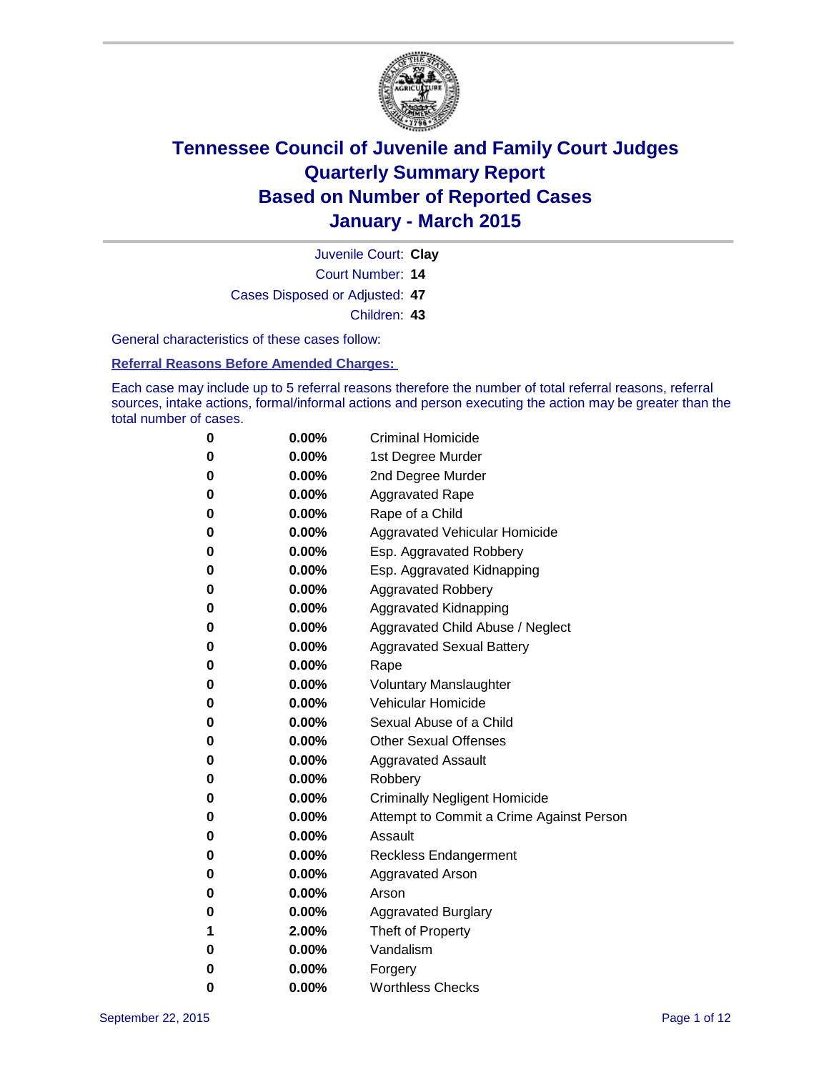# Tennessee Council of Juvenile and Family Court Judges
# Quarterly Summary Report
# Based on Number of Reported Cases
# January - March 2015

Juvenile Court: **Clay**
Court Number: **14**
Cases Disposed or Adjusted: **47**
Children: **43**

General characteristics of these cases follow:

**Referral Reasons Before Amended Charges:**

Each case may include up to 5 referral reasons therefore the number of total referral reasons, referral sources, intake actions, formal/informal actions and person executing the action may be greater than the total number of cases.

| | | |
|---|---|---|
| **0** | **0.00%** | Criminal Homicide |
| **0** | **0.00%** | 1st Degree Murder |
| **0** | **0.00%** | 2nd Degree Murder |
| **0** | **0.00%** | Aggravated Rape |
| **0** | **0.00%** | Rape of a Child |
| **0** | **0.00%** | Aggravated Vehicular Homicide |
| **0** | **0.00%** | Esp. Aggravated Robbery |
| **0** | **0.00%** | Esp. Aggravated Kidnapping |
| **0** | **0.00%** | Aggravated Robbery |
| **0** | **0.00%** | Aggravated Kidnapping |
| **0** | **0.00%** | Aggravated Child Abuse / Neglect |
| **0** | **0.00%** | Aggravated Sexual Battery |
| **0** | **0.00%** | Rape |
| **0** | **0.00%** | Voluntary Manslaughter |
| **0** | **0.00%** | Vehicular Homicide |
| **0** | **0.00%** | Sexual Abuse of a Child |
| **0** | **0.00%** | Other Sexual Offenses |
| **0** | **0.00%** | Aggravated Assault |
| **0** | **0.00%** | Robbery |
| **0** | **0.00%** | Criminally Negligent Homicide |
| **0** | **0.00%** | Attempt to Commit a Crime Against Person |
| **0** | **0.00%** | Assault |
| **0** | **0.00%** | Reckless Endangerment |
| **0** | **0.00%** | Aggravated Arson |
| **0** | **0.00%** | Arson |
| **0** | **0.00%** | Aggravated Burglary |
| **1** | **2.00%** | Theft of Property |
| **0** | **0.00%** | Vandalism |
| **0** | **0.00%** | Forgery |
| **0** | **0.00%** | Worthless Checks |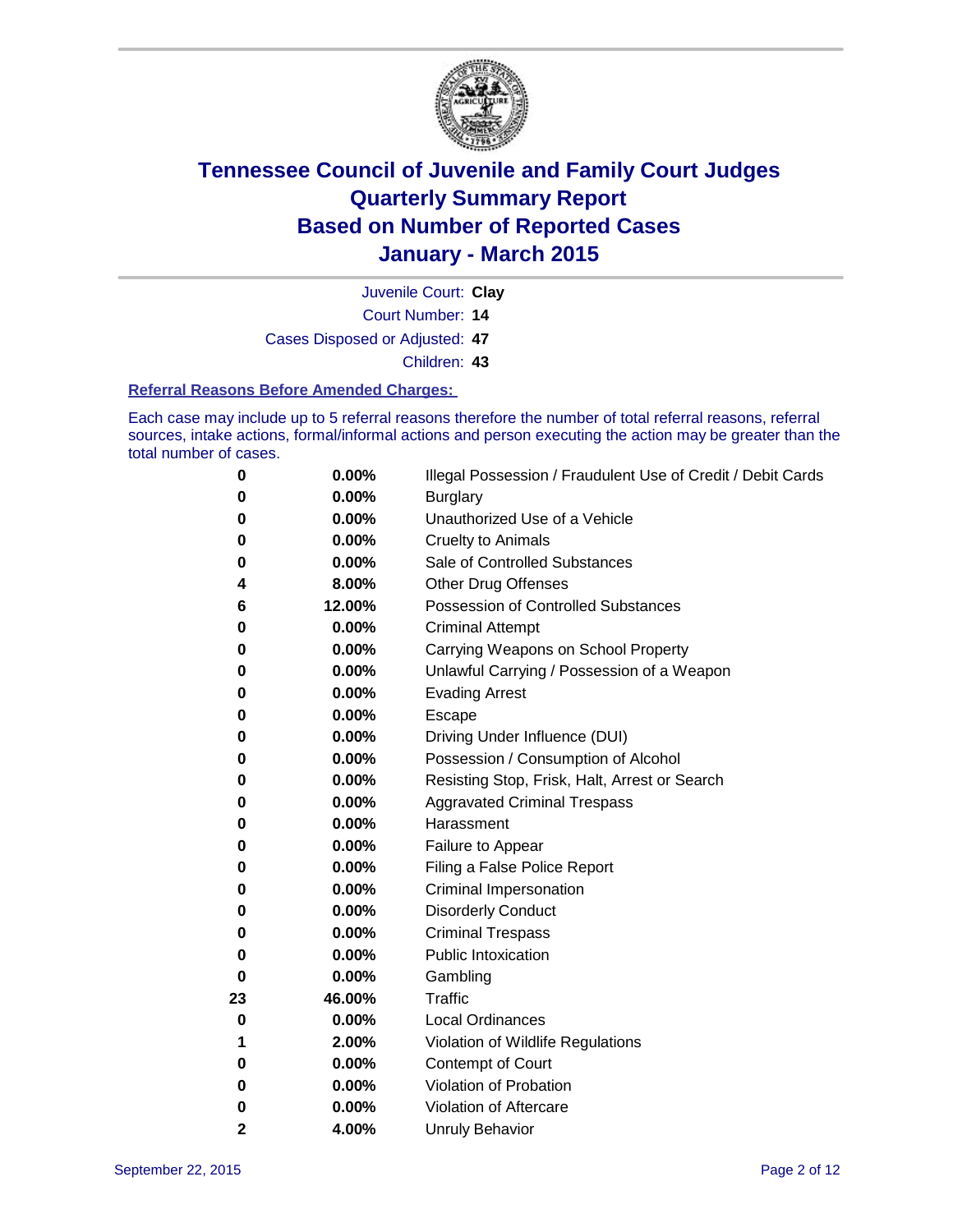# Tennessee Council of Juvenile and Family Court Judges
# Quarterly Summary Report
# Based on Number of Reported Cases
# January - March 2015

Juvenile Court: **Clay**

Court Number: **14**

Cases Disposed or Adjusted: **47**

Children: **43**

### Referral Reasons Before Amended Charges:

Each case may include up to 5 referral reasons therefore the number of total referral reasons, referral sources, intake actions, formal/informal actions and person executing the action may be greater than the total number of cases.

| | | |
|---|---|---|
| 0 | 0.00% | Illegal Possession / Fraudulent Use of Credit / Debit Cards |
| 0 | 0.00% | Burglary |
| 0 | 0.00% | Unauthorized Use of a Vehicle |
| 0 | 0.00% | Cruelty to Animals |
| 0 | 0.00% | Sale of Controlled Substances |
| 4 | 8.00% | Other Drug Offenses |
| 6 | 12.00% | Possession of Controlled Substances |
| 0 | 0.00% | Criminal Attempt |
| 0 | 0.00% | Carrying Weapons on School Property |
| 0 | 0.00% | Unlawful Carrying / Possession of a Weapon |
| 0 | 0.00% | Evading Arrest |
| 0 | 0.00% | Escape |
| 0 | 0.00% | Driving Under Influence (DUI) |
| 0 | 0.00% | Possession / Consumption of Alcohol |
| 0 | 0.00% | Resisting Stop, Frisk, Halt, Arrest or Search |
| 0 | 0.00% | Aggravated Criminal Trespass |
| 0 | 0.00% | Harassment |
| 0 | 0.00% | Failure to Appear |
| 0 | 0.00% | Filing a False Police Report |
| 0 | 0.00% | Criminal Impersonation |
| 0 | 0.00% | Disorderly Conduct |
| 0 | 0.00% | Criminal Trespass |
| 0 | 0.00% | Public Intoxication |
| 0 | 0.00% | Gambling |
| 23 | 46.00% | Traffic |
| 0 | 0.00% | Local Ordinances |
| 1 | 2.00% | Violation of Wildlife Regulations |
| 0 | 0.00% | Contempt of Court |
| 0 | 0.00% | Violation of Probation |
| 0 | 0.00% | Violation of Aftercare |
| 2 | 4.00% | Unruly Behavior |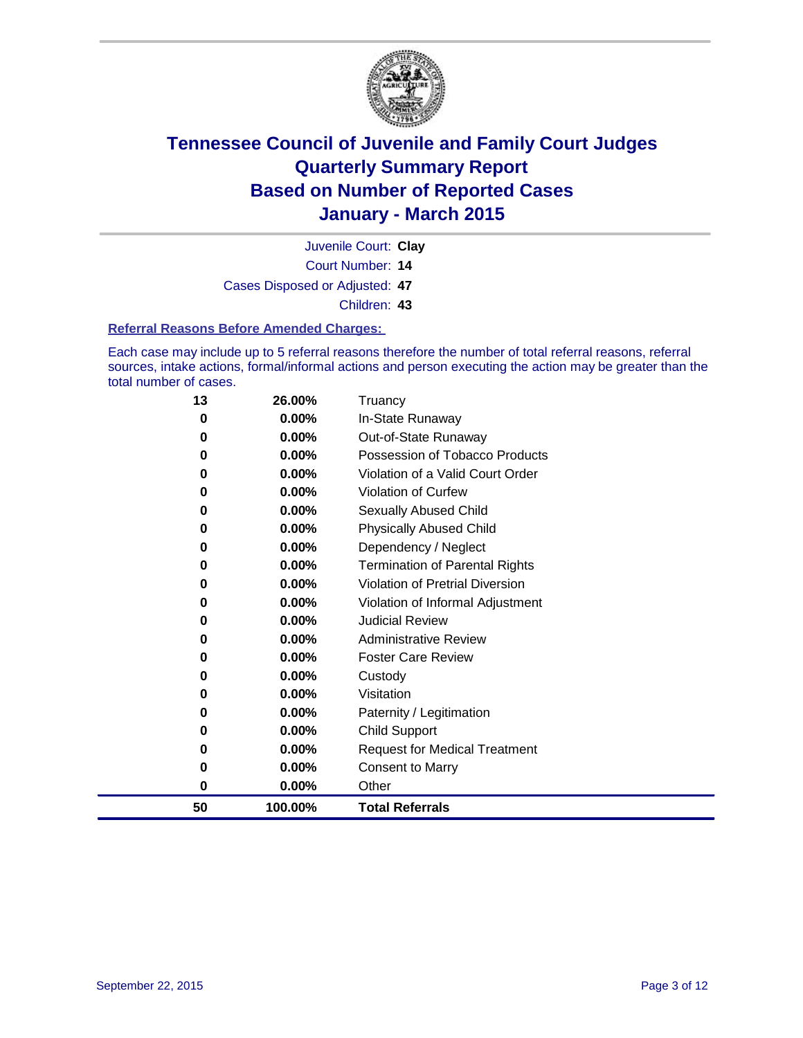# Tennessee Council of Juvenile and Family Court Judges
# Quarterly Summary Report
# Based on Number of Reported Cases
# January - March 2015

Juvenile Court: **Clay**

Court Number: **14**

Cases Disposed or Adjusted: **47**

Children: **43**

### Referral Reasons Before Amended Charges:

Each case may include up to 5 referral reasons therefore the number of total referral reasons, referral sources, intake actions, formal/informal actions and person executing the action may be greater than the total number of cases.

| Count | Percent | Referral Reason |
|---|---|---|
| 13 | 26.00% | Truancy |
| 0 | 0.00% | In-State Runaway |
| 0 | 0.00% | Out-of-State Runaway |
| 0 | 0.00% | Possession of Tobacco Products |
| 0 | 0.00% | Violation of a Valid Court Order |
| 0 | 0.00% | Violation of Curfew |
| 0 | 0.00% | Sexually Abused Child |
| 0 | 0.00% | Physically Abused Child |
| 0 | 0.00% | Dependency / Neglect |
| 0 | 0.00% | Termination of Parental Rights |
| 0 | 0.00% | Violation of Pretrial Diversion |
| 0 | 0.00% | Violation of Informal Adjustment |
| 0 | 0.00% | Judicial Review |
| 0 | 0.00% | Administrative Review |
| 0 | 0.00% | Foster Care Review |
| 0 | 0.00% | Custody |
| 0 | 0.00% | Visitation |
| 0 | 0.00% | Paternity / Legitimation |
| 0 | 0.00% | Child Support |
| 0 | 0.00% | Request for Medical Treatment |
| 0 | 0.00% | Consent to Marry |
| 0 | 0.00% | Other |
| **50** | **100.00%** | **Total Referrals** |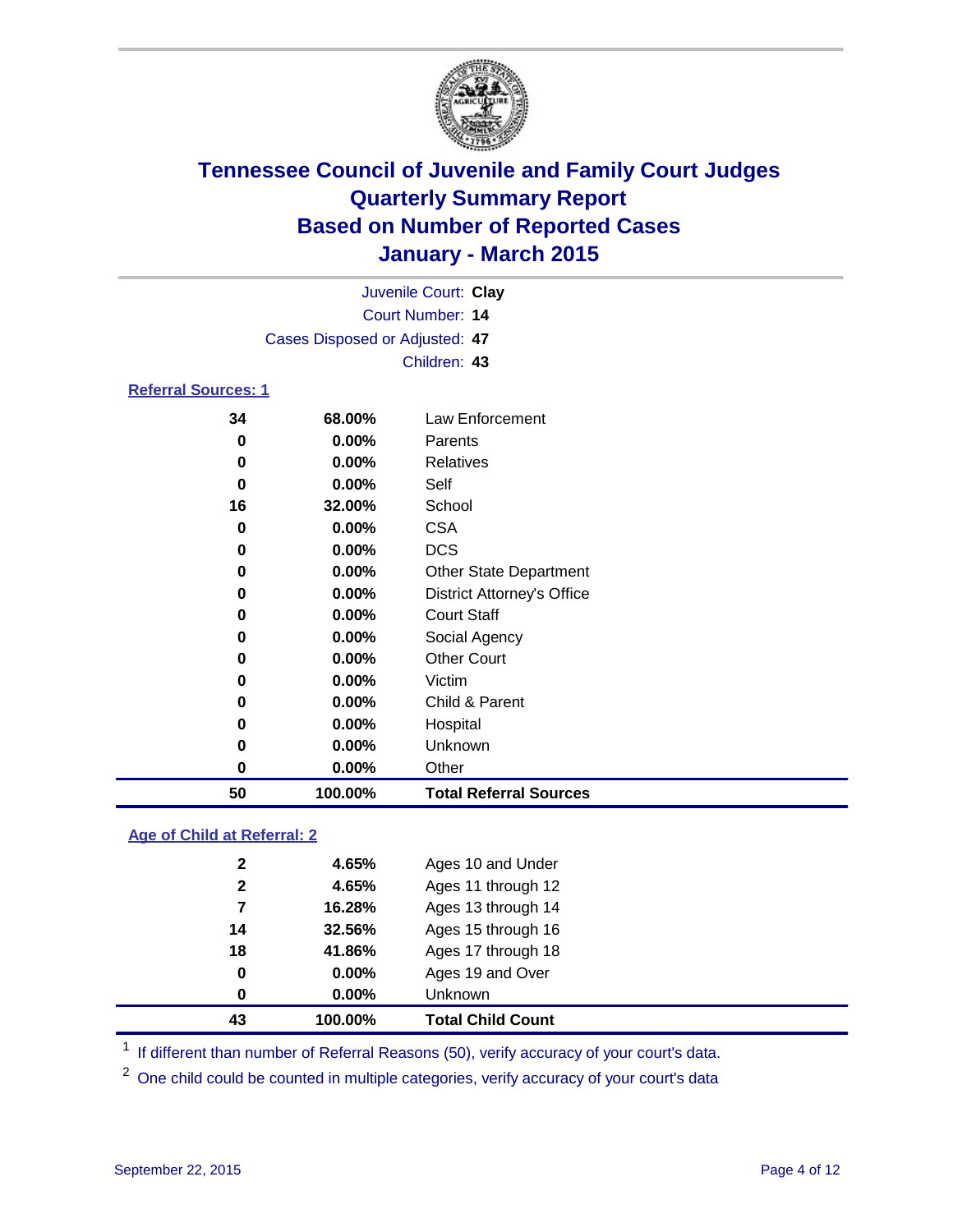# Tennessee Council of Juvenile and Family Court Judges
# Quarterly Summary Report
# Based on Number of Reported Cases
# January - March 2015

Juvenile Court: **Clay**
Court Number: **14**
Cases Disposed or Adjusted: **47**
Children: **43**

### Referral Sources: 1

| | | |
|---|---|---|
| 34 | 68.00% | Law Enforcement |
| 0 | 0.00% | Parents |
| 0 | 0.00% | Relatives |
| 0 | 0.00% | Self |
| 16 | 32.00% | School |
| 0 | 0.00% | CSA |
| 0 | 0.00% | DCS |
| 0 | 0.00% | Other State Department |
| 0 | 0.00% | District Attorney's Office |
| 0 | 0.00% | Court Staff |
| 0 | 0.00% | Social Agency |
| 0 | 0.00% | Other Court |
| 0 | 0.00% | Victim |
| 0 | 0.00% | Child & Parent |
| 0 | 0.00% | Hospital |
| 0 | 0.00% | Unknown |
| 0 | 0.00% | Other |
| **50** | **100.00%** | **Total Referral Sources** |

### Age of Child at Referral: 2

| | | |
|---|---|---|
| 2 | 4.65% | Ages 10 and Under |
| 2 | 4.65% | Ages 11 through 12 |
| 7 | 16.28% | Ages 13 through 14 |
| 14 | 32.56% | Ages 15 through 16 |
| 18 | 41.86% | Ages 17 through 18 |
| 0 | 0.00% | Ages 19 and Over |
| 0 | 0.00% | Unknown |
| **43** | **100.00%** | **Total Child Count** |

[1] If different than number of Referral Reasons (50), verify accuracy of your court's data.

[2] One child could be counted in multiple categories, verify accuracy of your court's data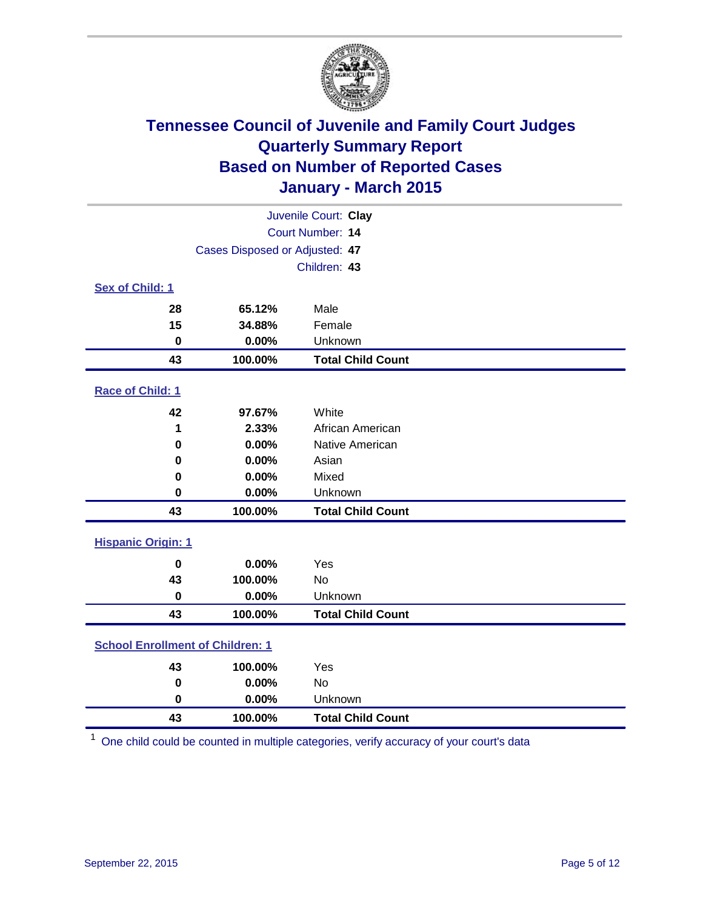# Tennessee Council of Juvenile and Family Court Judges
# Quarterly Summary Report
# Based on Number of Reported Cases
# January - March 2015

Juvenile Court: **Clay**
Court Number: **14**
Cases Disposed or Adjusted: **47**
Children: **43**

## Sex of Child: 1

| Count | Percent | Category |
|---|---|---|
| 28 | 65.12% | Male |
| 15 | 34.88% | Female |
| 0 | 0.00% | Unknown |
| **43** | **100.00%** | **Total Child Count** |

## Race of Child: 1

| Count | Percent | Category |
|---|---|---|
| 42 | 97.67% | White |
| 1 | 2.33% | African American |
| 0 | 0.00% | Native American |
| 0 | 0.00% | Asian |
| 0 | 0.00% | Mixed |
| 0 | 0.00% | Unknown |
| **43** | **100.00%** | **Total Child Count** |

## Hispanic Origin: 1

| Count | Percent | Category |
|---|---|---|
| 0 | 0.00% | Yes |
| 43 | 100.00% | No |
| 0 | 0.00% | Unknown |
| **43** | **100.00%** | **Total Child Count** |

## School Enrollment of Children: 1

| Count | Percent | Category |
|---|---|---|
| 43 | 100.00% | Yes |
| 0 | 0.00% | No |
| 0 | 0.00% | Unknown |
| **43** | **100.00%** | **Total Child Count** |

[1] One child could be counted in multiple categories, verify accuracy of your court's data

September 22, 2015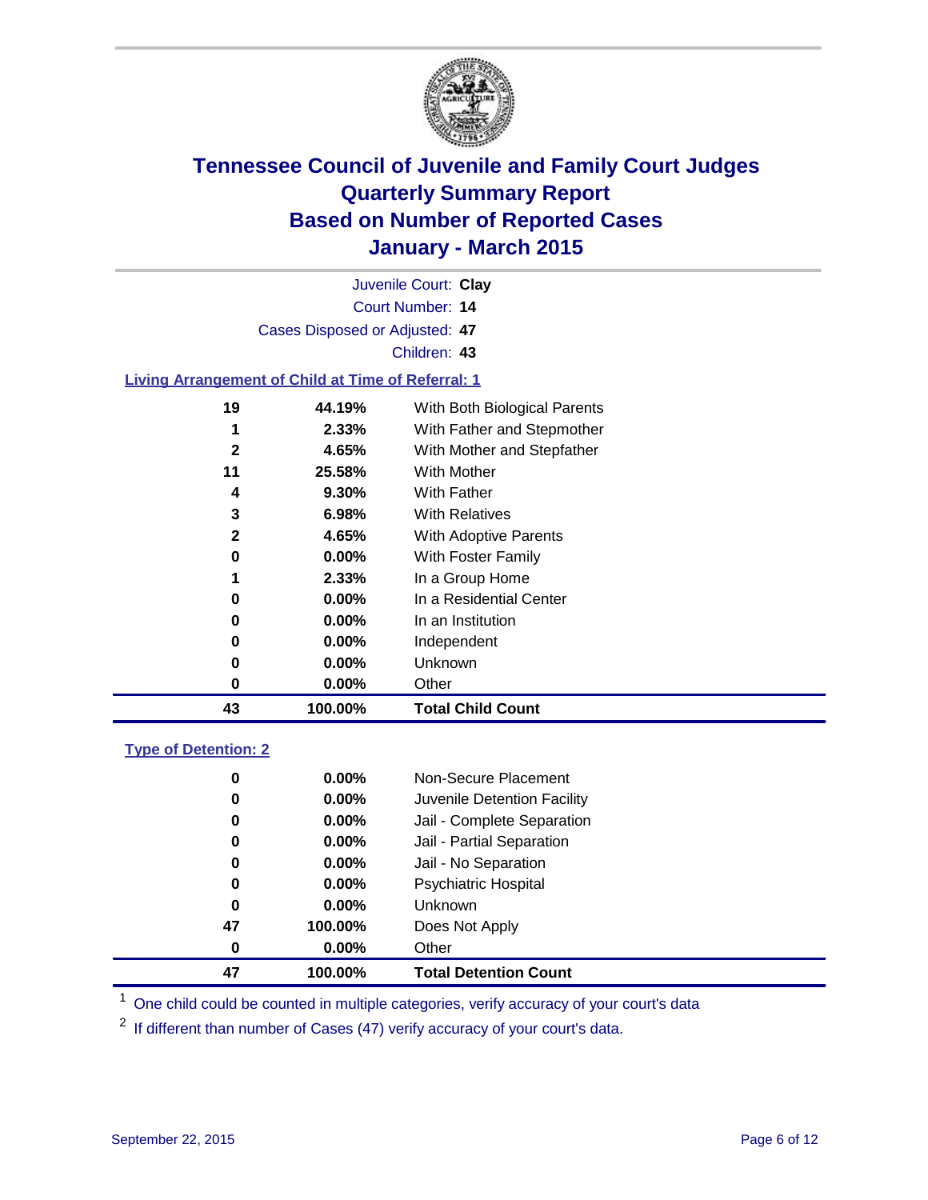# Tennessee Council of Juvenile and Family Court Judges
# Quarterly Summary Report
# Based on Number of Reported Cases
# January - March 2015

Juvenile Court: **Clay**

Court Number: **14**

Cases Disposed or Adjusted: **47**

Children: **43**

## Living Arrangement of Child at Time of Referral: 1

| Count | Percent | Living Arrangement |
|---|---|---|
| 19 | 44.19% | With Both Biological Parents |
| 1 | 2.33% | With Father and Stepmother |
| 2 | 4.65% | With Mother and Stepfather |
| 11 | 25.58% | With Mother |
| 4 | 9.30% | With Father |
| 3 | 6.98% | With Relatives |
| 2 | 4.65% | With Adoptive Parents |
| 0 | 0.00% | With Foster Family |
| 1 | 2.33% | In a Group Home |
| 0 | 0.00% | In a Residential Center |
| 0 | 0.00% | In an Institution |
| 0 | 0.00% | Independent |
| 0 | 0.00% | Unknown |
| 0 | 0.00% | Other |
| **43** | **100.00%** | **Total Child Count** |

## Type of Detention: 2

| Count | Percent | Type of Detention |
|---|---|---|
| 0 | 0.00% | Non-Secure Placement |
| 0 | 0.00% | Juvenile Detention Facility |
| 0 | 0.00% | Jail - Complete Separation |
| 0 | 0.00% | Jail - Partial Separation |
| 0 | 0.00% | Jail - No Separation |
| 0 | 0.00% | Psychiatric Hospital |
| 0 | 0.00% | Unknown |
| 47 | 100.00% | Does Not Apply |
| 0 | 0.00% | Other |
| **47** | **100.00%** | **Total Detention Count** |

[1] One child could be counted in multiple categories, verify accuracy of your court's data

[2] If different than number of Cases (47) verify accuracy of your court's data.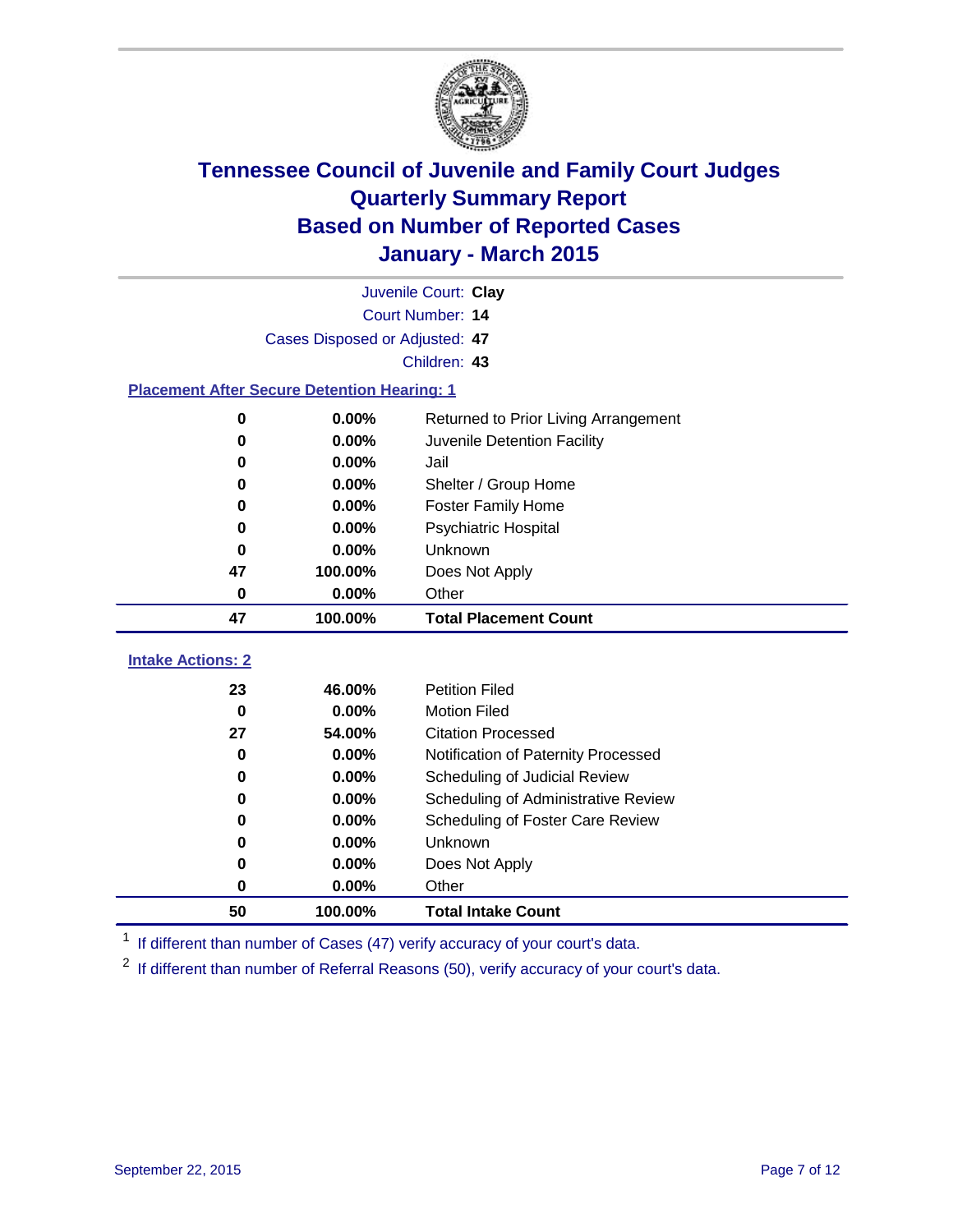# Tennessee Council of Juvenile and Family Court Judges
## Quarterly Summary Report
## Based on Number of Reported Cases
## January - March 2015

Juvenile Court: **Clay**

Court Number: **14**

Cases Disposed or Adjusted: **47**

Children: **43**

### Placement After Secure Detention Hearing: 1

| Count | Percent | Placement |
|---|---|---|
| 0 | 0.00% | Returned to Prior Living Arrangement |
| 0 | 0.00% | Juvenile Detention Facility |
| 0 | 0.00% | Jail |
| 0 | 0.00% | Shelter / Group Home |
| 0 | 0.00% | Foster Family Home |
| 0 | 0.00% | Psychiatric Hospital |
| 0 | 0.00% | Unknown |
| 47 | 100.00% | Does Not Apply |
| 0 | 0.00% | Other |
| **47** | **100.00%** | **Total Placement Count** |

### Intake Actions: 2

| Count | Percent | Intake Action |
|---|---|---|
| 23 | 46.00% | Petition Filed |
| 0 | 0.00% | Motion Filed |
| 27 | 54.00% | Citation Processed |
| 0 | 0.00% | Notification of Paternity Processed |
| 0 | 0.00% | Scheduling of Judicial Review |
| 0 | 0.00% | Scheduling of Administrative Review |
| 0 | 0.00% | Scheduling of Foster Care Review |
| 0 | 0.00% | Unknown |
| 0 | 0.00% | Does Not Apply |
| 0 | 0.00% | Other |
| **50** | **100.00%** | **Total Intake Count** |

[1] If different than number of Cases (47) verify accuracy of your court's data.

[2] If different than number of Referral Reasons (50), verify accuracy of your court's data.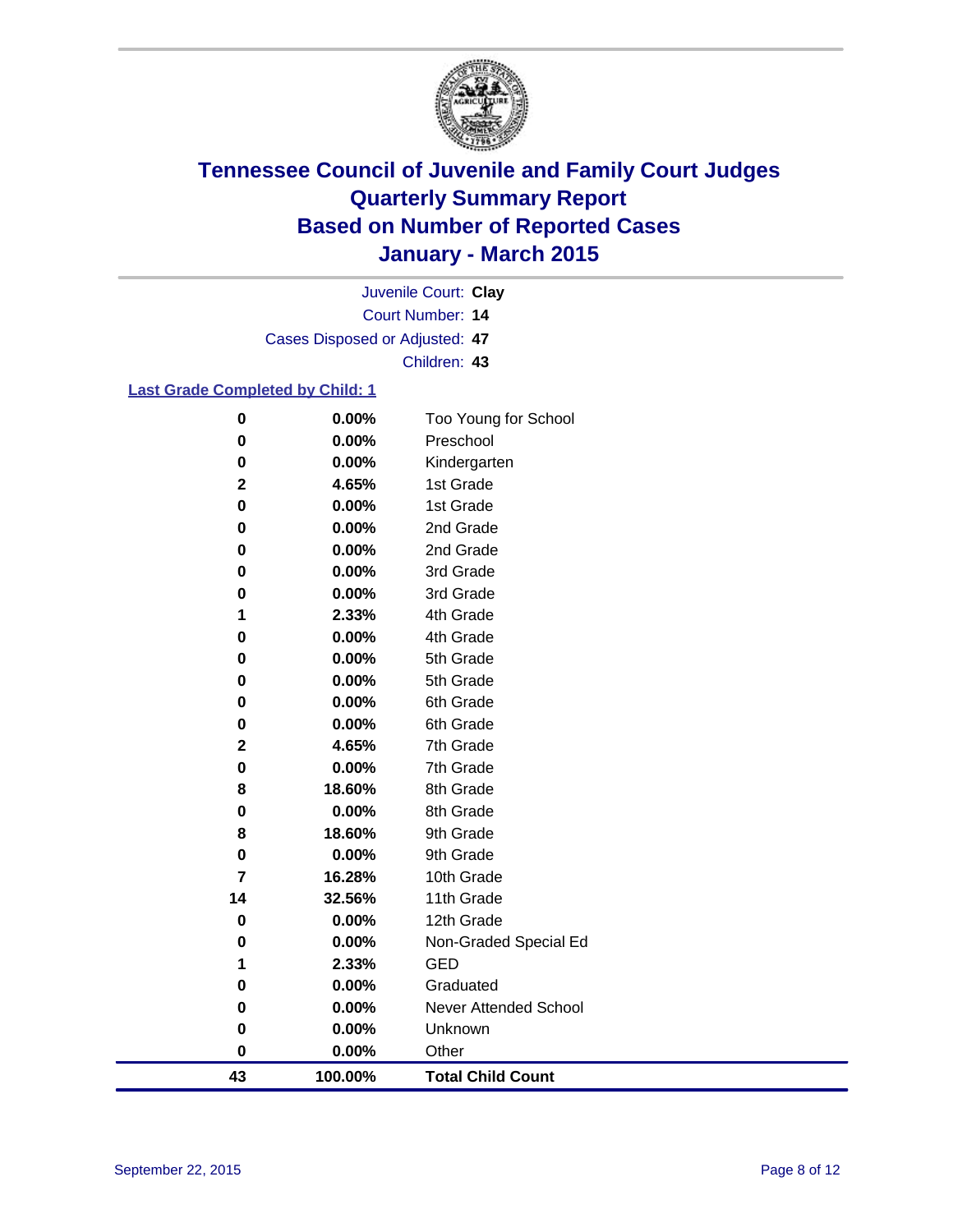# Tennessee Council of Juvenile and Family Court Judges
# Quarterly Summary Report
# Based on Number of Reported Cases
# January - March 2015

Juvenile Court: **Clay**
Court Number: **14**
Cases Disposed or Adjusted: **47**
Children: **43**

**Last Grade Completed by Child: 1**

| Count | Percent | Grade |
|---|---|---|
| 0 | 0.00% | Too Young for School |
| 0 | 0.00% | Preschool |
| 0 | 0.00% | Kindergarten |
| 2 | 4.65% | 1st Grade |
| 0 | 0.00% | 1st Grade |
| 0 | 0.00% | 2nd Grade |
| 0 | 0.00% | 2nd Grade |
| 0 | 0.00% | 3rd Grade |
| 0 | 0.00% | 3rd Grade |
| 1 | 2.33% | 4th Grade |
| 0 | 0.00% | 4th Grade |
| 0 | 0.00% | 5th Grade |
| 0 | 0.00% | 5th Grade |
| 0 | 0.00% | 6th Grade |
| 0 | 0.00% | 6th Grade |
| 2 | 4.65% | 7th Grade |
| 0 | 0.00% | 7th Grade |
| 8 | 18.60% | 8th Grade |
| 0 | 0.00% | 8th Grade |
| 8 | 18.60% | 9th Grade |
| 0 | 0.00% | 9th Grade |
| 7 | 16.28% | 10th Grade |
| 14 | 32.56% | 11th Grade |
| 0 | 0.00% | 12th Grade |
| 0 | 0.00% | Non-Graded Special Ed |
| 1 | 2.33% | GED |
| 0 | 0.00% | Graduated |
| 0 | 0.00% | Never Attended School |
| 0 | 0.00% | Unknown |
| 0 | 0.00% | Other |
| **43** | **100.00%** | **Total Child Count** |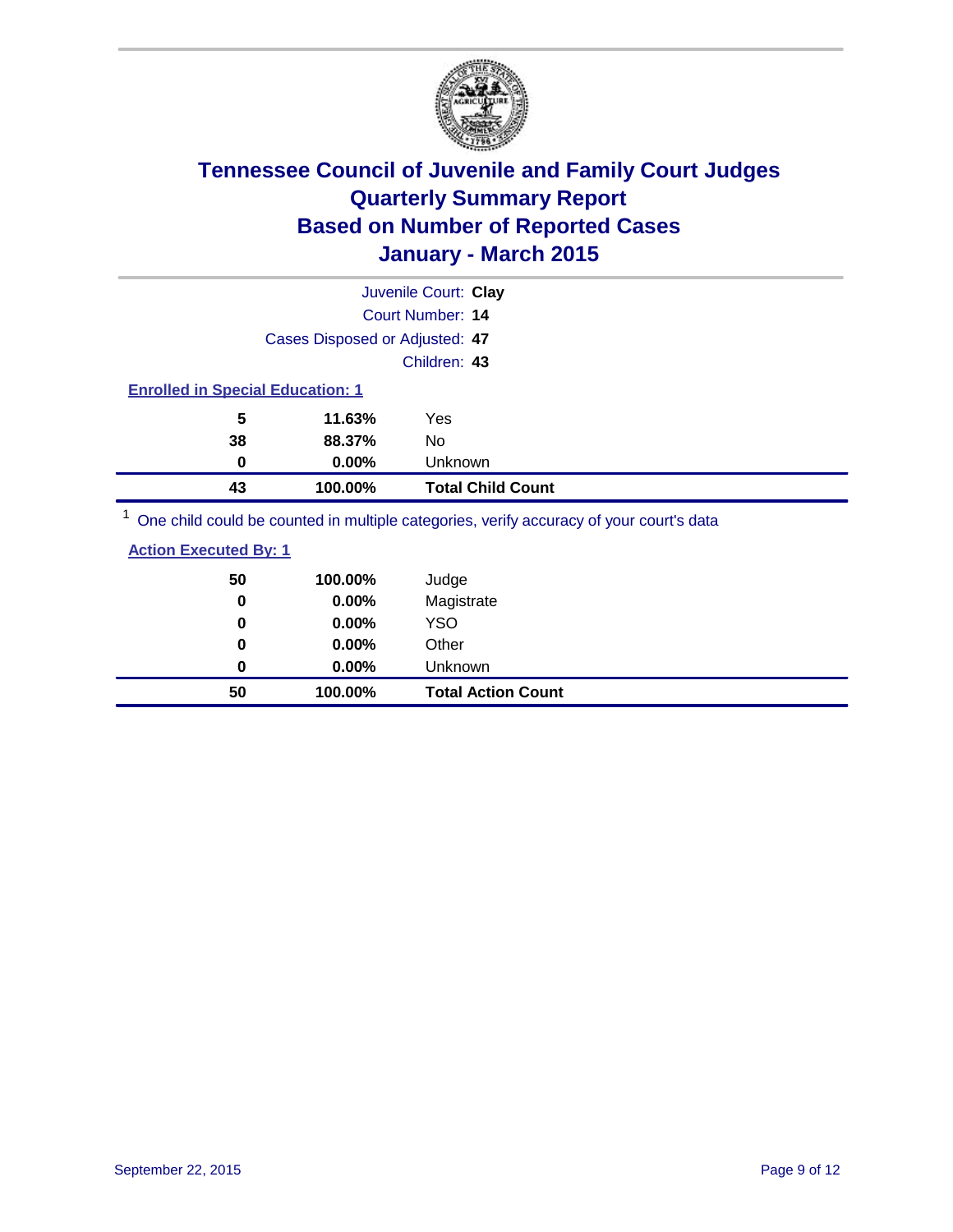# Tennessee Council of Juvenile and Family Court Judges
# Quarterly Summary Report
# Based on Number of Reported Cases
# January - March 2015

Juvenile Court: **Clay**
Court Number: **14**
Cases Disposed or Adjusted: **47**
Children: **43**

### Enrolled in Special Education: 1

| Count | Percent | Category |
|---|---|---|
| 5 | 11.63% | Yes |
| 38 | 88.37% | No |
| 0 | 0.00% | Unknown |
| **43** | **100.00%** | **Total Child Count** |

[1] One child could be counted in multiple categories, verify accuracy of your court's data

### Action Executed By: 1

| Count | Percent | Category |
|---|---|---|
| 50 | 100.00% | Judge |
| 0 | 0.00% | Magistrate |
| 0 | 0.00% | YSO |
| 0 | 0.00% | Other |
| 0 | 0.00% | Unknown |
| **50** | **100.00%** | **Total Action Count** |

September 22, 2015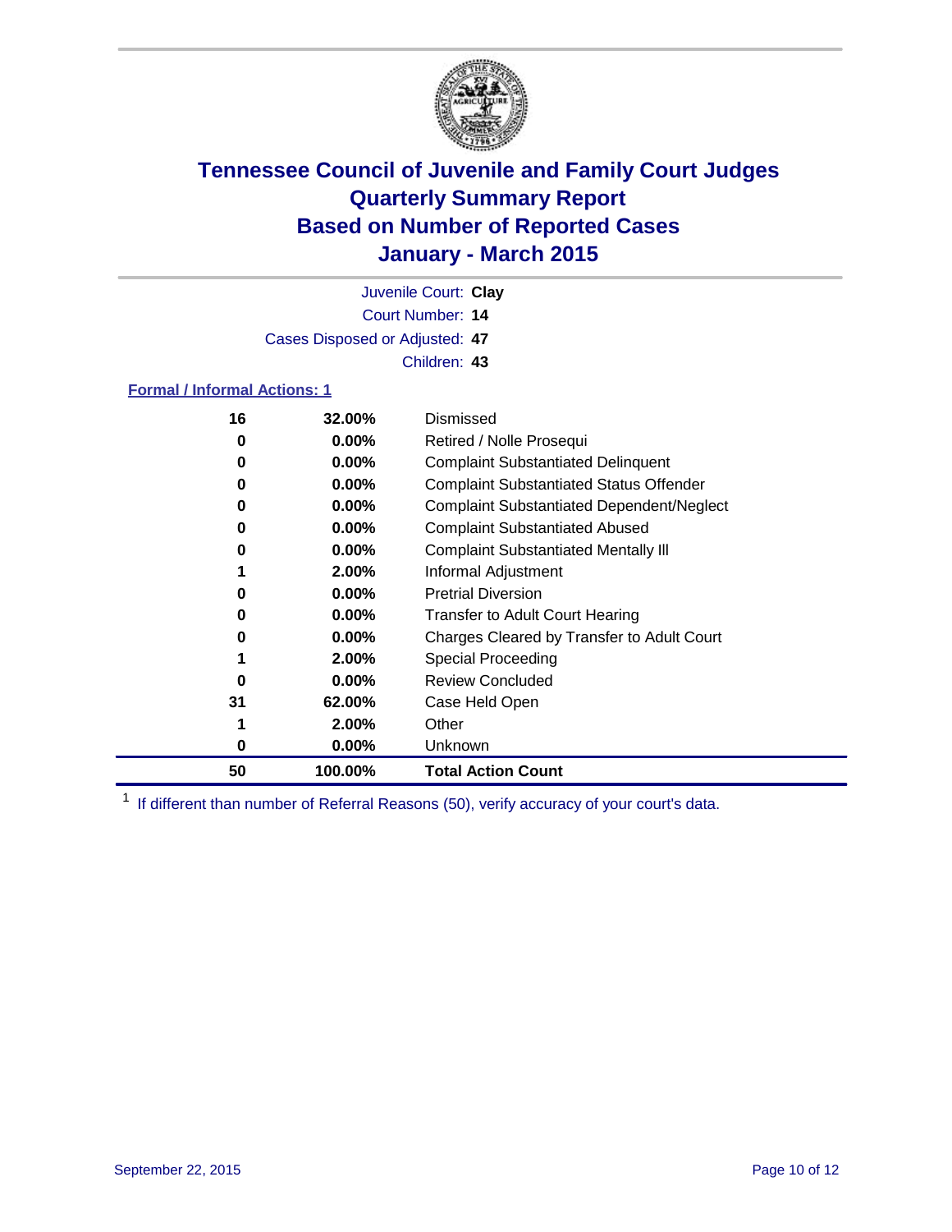# Tennessee Council of Juvenile and Family Court Judges
# Quarterly Summary Report
# Based on Number of Reported Cases
# January - March 2015

Juvenile Court: **Clay**

Court Number: **14**

Cases Disposed or Adjusted: **47**

Children: **43**

**Formal / Informal Actions: 1**

| Count | Percent | Action |
|---|---|---|
| 16 | 32.00% | Dismissed |
| 0 | 0.00% | Retired / Nolle Prosequi |
| 0 | 0.00% | Complaint Substantiated Delinquent |
| 0 | 0.00% | Complaint Substantiated Status Offender |
| 0 | 0.00% | Complaint Substantiated Dependent/Neglect |
| 0 | 0.00% | Complaint Substantiated Abused |
| 0 | 0.00% | Complaint Substantiated Mentally Ill |
| 1 | 2.00% | Informal Adjustment |
| 0 | 0.00% | Pretrial Diversion |
| 0 | 0.00% | Transfer to Adult Court Hearing |
| 0 | 0.00% | Charges Cleared by Transfer to Adult Court |
| 1 | 2.00% | Special Proceeding |
| 0 | 0.00% | Review Concluded |
| 31 | 62.00% | Case Held Open |
| 1 | 2.00% | Other |
| 0 | 0.00% | Unknown |
| **50** | **100.00%** | **Total Action Count** |

[1] If different than number of Referral Reasons (50), verify accuracy of your court's data.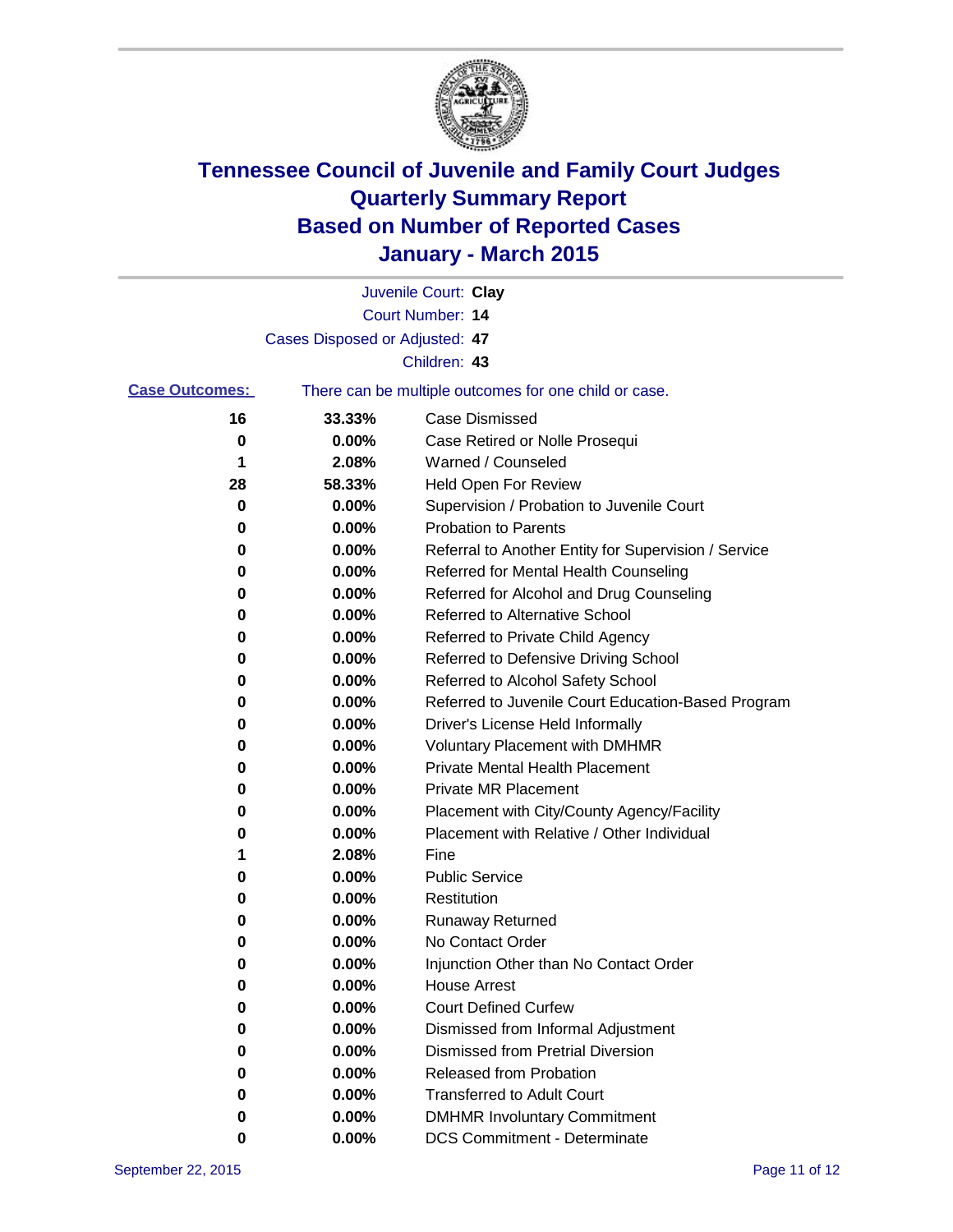# Tennessee Council of Juvenile and Family Court Judges
# Quarterly Summary Report
# Based on Number of Reported Cases
# January - March 2015

Juvenile Court: **Clay**

Court Number: **14**

Cases Disposed or Adjusted: **47**

Children: **43**

**Case Outcomes:** There can be multiple outcomes for one child or case.

| | | |
|---|---|---|
| **16** | **33.33%** | Case Dismissed |
| **0** | **0.00%** | Case Retired or Nolle Prosequi |
| **1** | **2.08%** | Warned / Counseled |
| **28** | **58.33%** | Held Open For Review |
| **0** | **0.00%** | Supervision / Probation to Juvenile Court |
| **0** | **0.00%** | Probation to Parents |
| **0** | **0.00%** | Referral to Another Entity for Supervision / Service |
| **0** | **0.00%** | Referred for Mental Health Counseling |
| **0** | **0.00%** | Referred for Alcohol and Drug Counseling |
| **0** | **0.00%** | Referred to Alternative School |
| **0** | **0.00%** | Referred to Private Child Agency |
| **0** | **0.00%** | Referred to Defensive Driving School |
| **0** | **0.00%** | Referred to Alcohol Safety School |
| **0** | **0.00%** | Referred to Juvenile Court Education-Based Program |
| **0** | **0.00%** | Driver's License Held Informally |
| **0** | **0.00%** | Voluntary Placement with DMHMR |
| **0** | **0.00%** | Private Mental Health Placement |
| **0** | **0.00%** | Private MR Placement |
| **0** | **0.00%** | Placement with City/County Agency/Facility |
| **0** | **0.00%** | Placement with Relative / Other Individual |
| **1** | **2.08%** | Fine |
| **0** | **0.00%** | Public Service |
| **0** | **0.00%** | Restitution |
| **0** | **0.00%** | Runaway Returned |
| **0** | **0.00%** | No Contact Order |
| **0** | **0.00%** | Injunction Other than No Contact Order |
| **0** | **0.00%** | House Arrest |
| **0** | **0.00%** | Court Defined Curfew |
| **0** | **0.00%** | Dismissed from Informal Adjustment |
| **0** | **0.00%** | Dismissed from Pretrial Diversion |
| **0** | **0.00%** | Released from Probation |
| **0** | **0.00%** | Transferred to Adult Court |
| **0** | **0.00%** | DMHMR Involuntary Commitment |
| **0** | **0.00%** | DCS Commitment - Determinate |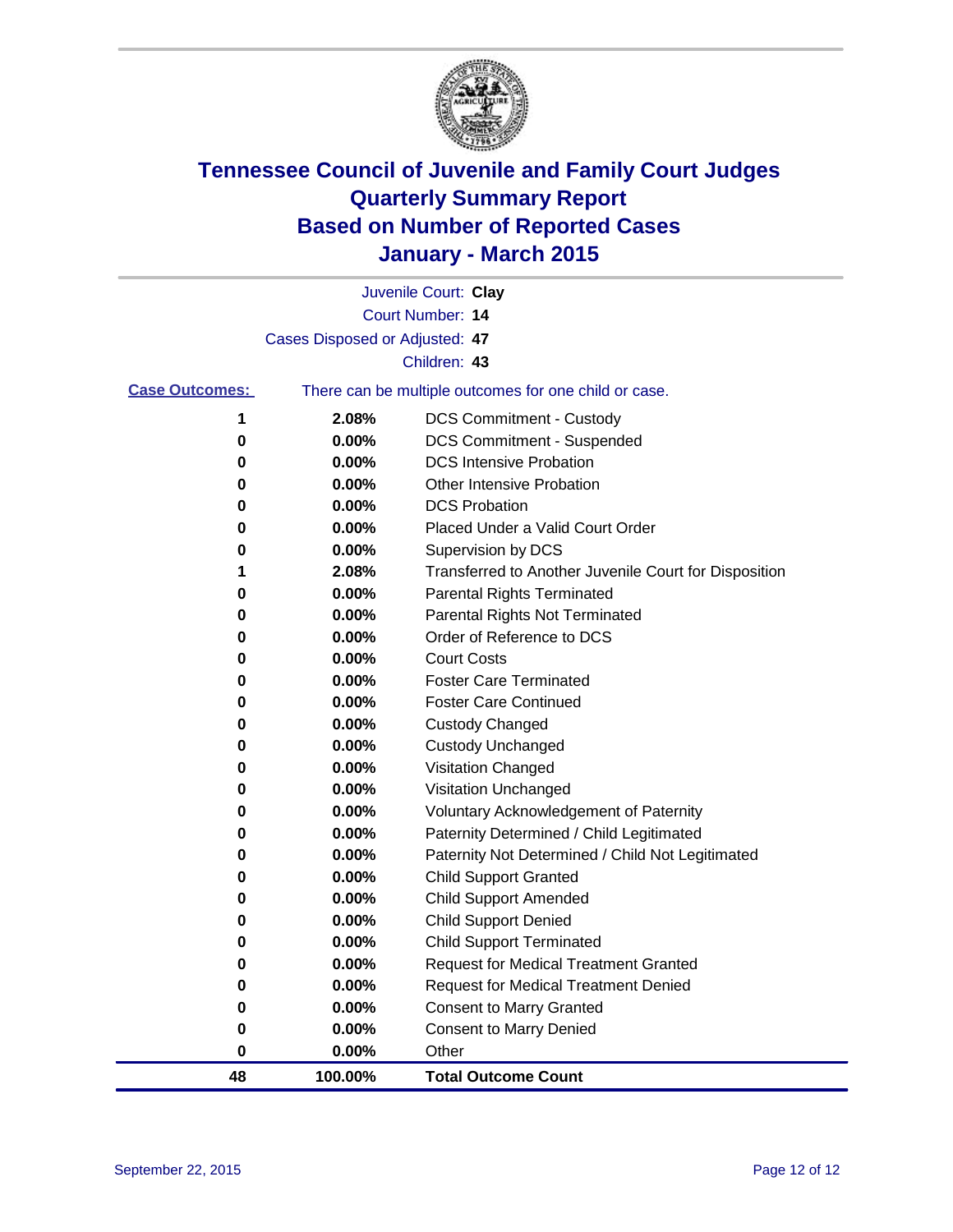# Tennessee Council of Juvenile and Family Court Judges
# Quarterly Summary Report
# Based on Number of Reported Cases
# January - March 2015

Juvenile Court: **Clay**

Court Number: **14**

Cases Disposed or Adjusted: **47**

Children: **43**

**Case Outcomes:** There can be multiple outcomes for one child or case.

| | | |
|---|---|---|
| 1 | 2.08% | DCS Commitment - Custody |
| 0 | 0.00% | DCS Commitment - Suspended |
| 0 | 0.00% | DCS Intensive Probation |
| 0 | 0.00% | Other Intensive Probation |
| 0 | 0.00% | DCS Probation |
| 0 | 0.00% | Placed Under a Valid Court Order |
| 0 | 0.00% | Supervision by DCS |
| 1 | 2.08% | Transferred to Another Juvenile Court for Disposition |
| 0 | 0.00% | Parental Rights Terminated |
| 0 | 0.00% | Parental Rights Not Terminated |
| 0 | 0.00% | Order of Reference to DCS |
| 0 | 0.00% | Court Costs |
| 0 | 0.00% | Foster Care Terminated |
| 0 | 0.00% | Foster Care Continued |
| 0 | 0.00% | Custody Changed |
| 0 | 0.00% | Custody Unchanged |
| 0 | 0.00% | Visitation Changed |
| 0 | 0.00% | Visitation Unchanged |
| 0 | 0.00% | Voluntary Acknowledgement of Paternity |
| 0 | 0.00% | Paternity Determined / Child Legitimated |
| 0 | 0.00% | Paternity Not Determined / Child Not Legitimated |
| 0 | 0.00% | Child Support Granted |
| 0 | 0.00% | Child Support Amended |
| 0 | 0.00% | Child Support Denied |
| 0 | 0.00% | Child Support Terminated |
| 0 | 0.00% | Request for Medical Treatment Granted |
| 0 | 0.00% | Request for Medical Treatment Denied |
| 0 | 0.00% | Consent to Marry Granted |
| 0 | 0.00% | Consent to Marry Denied |
| 0 | 0.00% | Other |
| **48** | **100.00%** | **Total Outcome Count** |

September 22, 2015